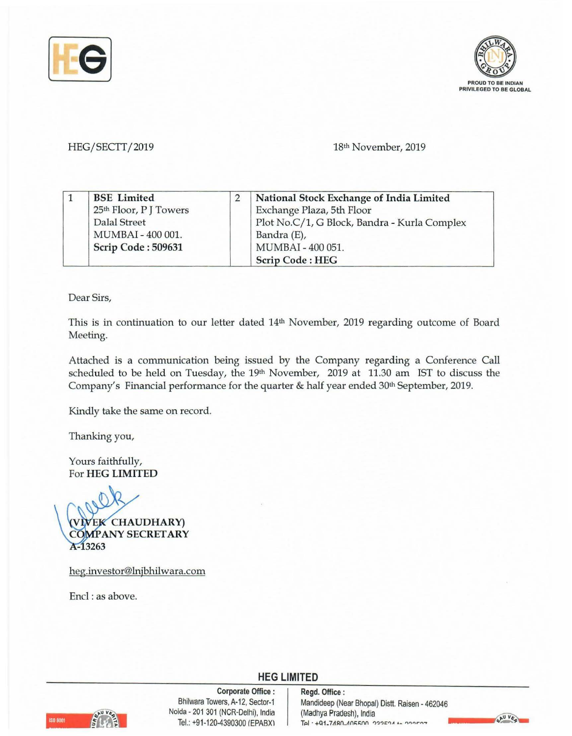HEG/SECTT/2019

18th November, 2019

| 1 | **BSE Limited**<br>25th Floor, P J Towers<br>Dalal Street<br>MUMBAI - 400 001.<br>**Scrip Code : 509631** | 2 | **National Stock Exchange of India Limited**<br>Exchange Plaza, 5th Floor<br>Plot No.C/1, G Block, Bandra - Kurla Complex<br>Bandra (E),<br>MUMBAI - 400 051.<br>**Scrip Code : HEG** |
|---|---|---|---|

Dear Sirs,

This is in continuation to our letter dated 14th November, 2019 regarding outcome of Board Meeting.

Attached is a communication being issued by the Company regarding a Conference Call scheduled to be held on Tuesday, the 19th November, 2019 at 11.30 am IST to discuss the Company's Financial performance for the quarter & half year ended 30th September, 2019.

Kindly take the same on record.

Thanking you,

Yours faithfully,
For **HEG LIMITED**

**(VIVEK CHAUDHARY)**
**COMPANY SECRETARY**
**A-13263**

heg.investor@lnjbhilwara.com

Encl : as above.

**HEG LIMITED**

**Corporate Office :**
Bhilwara Towers, A-12, Sector-1
Noida - 201 301 (NCR-Delhi), India
Tel.: +91-120-4390300 (EPABX)

**Regd. Office :**
Mandideep (Near Bhopal) Distt. Raisen - 462046
(Madhya Pradesh), India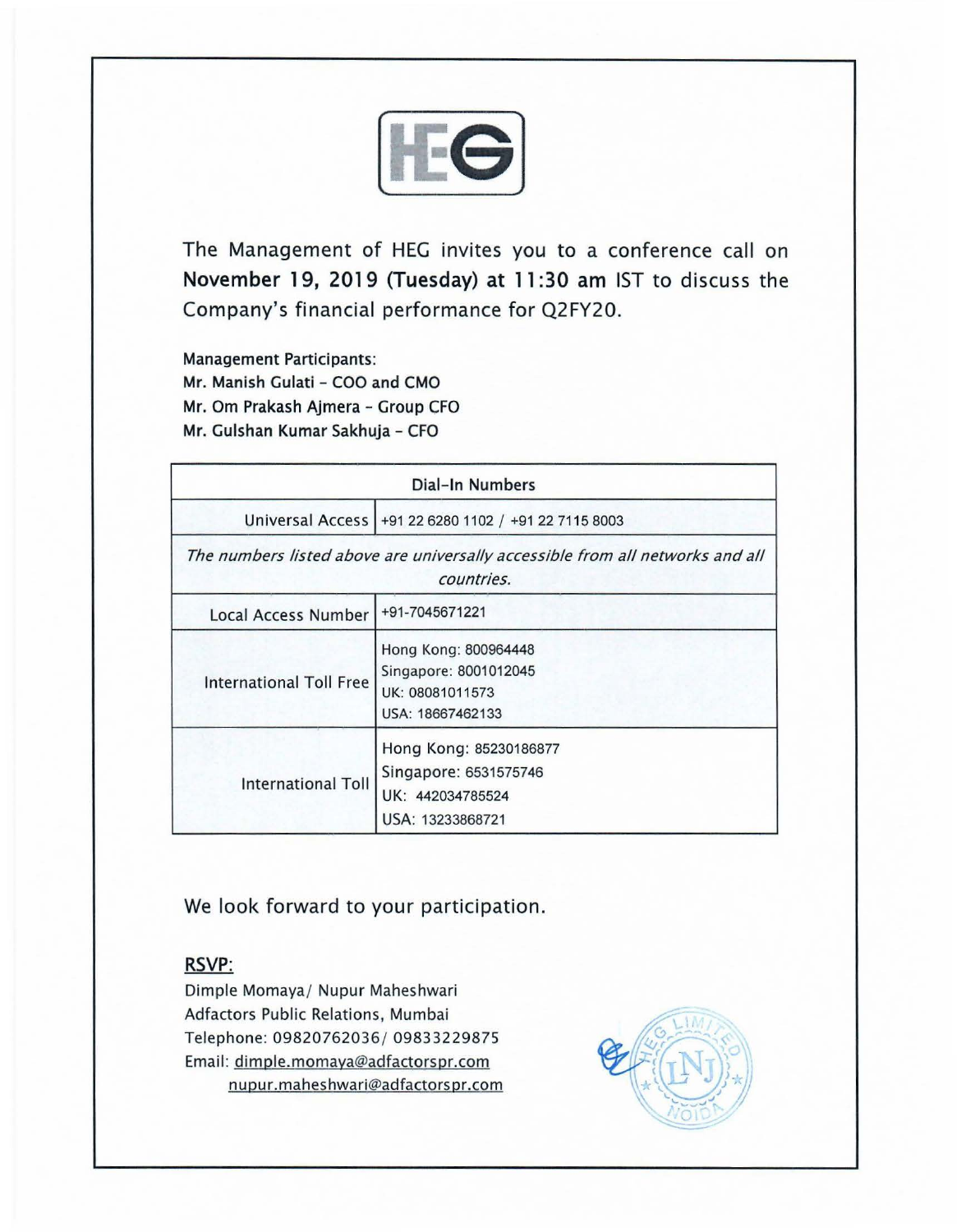The Management of HEG invites you to a conference call on **November 19, 2019 (Tuesday) at 11:30 am** IST to discuss the Company's financial performance for Q2FY20.

**Management Participants:**
**Mr. Manish Gulati – COO and CMO**
**Mr. Om Prakash Ajmera – Group CFO**
**Mr. Gulshan Kumar Sakhuja – CFO**

| Dial-In Numbers | |
|---|---|
| Universal Access | +91 22 6280 1102 / +91 22 7115 8003 |
| *The numbers listed above are universally accessible from all networks and all countries.* | |
| Local Access Number | +91-7045671221 |
| International Toll Free | Hong Kong: 800964448<br>Singapore: 8001012045<br>UK: 08081011573<br>USA: 18667462133 |
| International Toll | Hong Kong: 85230186877<br>Singapore: 6531575746<br>UK: 442034785524<br>USA: 13233868721 |

We look forward to your participation.

**RSVP:**
Dimple Momaya/ Nupur Maheshwari
Adfactors Public Relations, Mumbai
Telephone: 09820762036/ 09833229875
Email: dimple.momaya@adfactorspr.com
nupur.maheshwari@adfactorspr.com